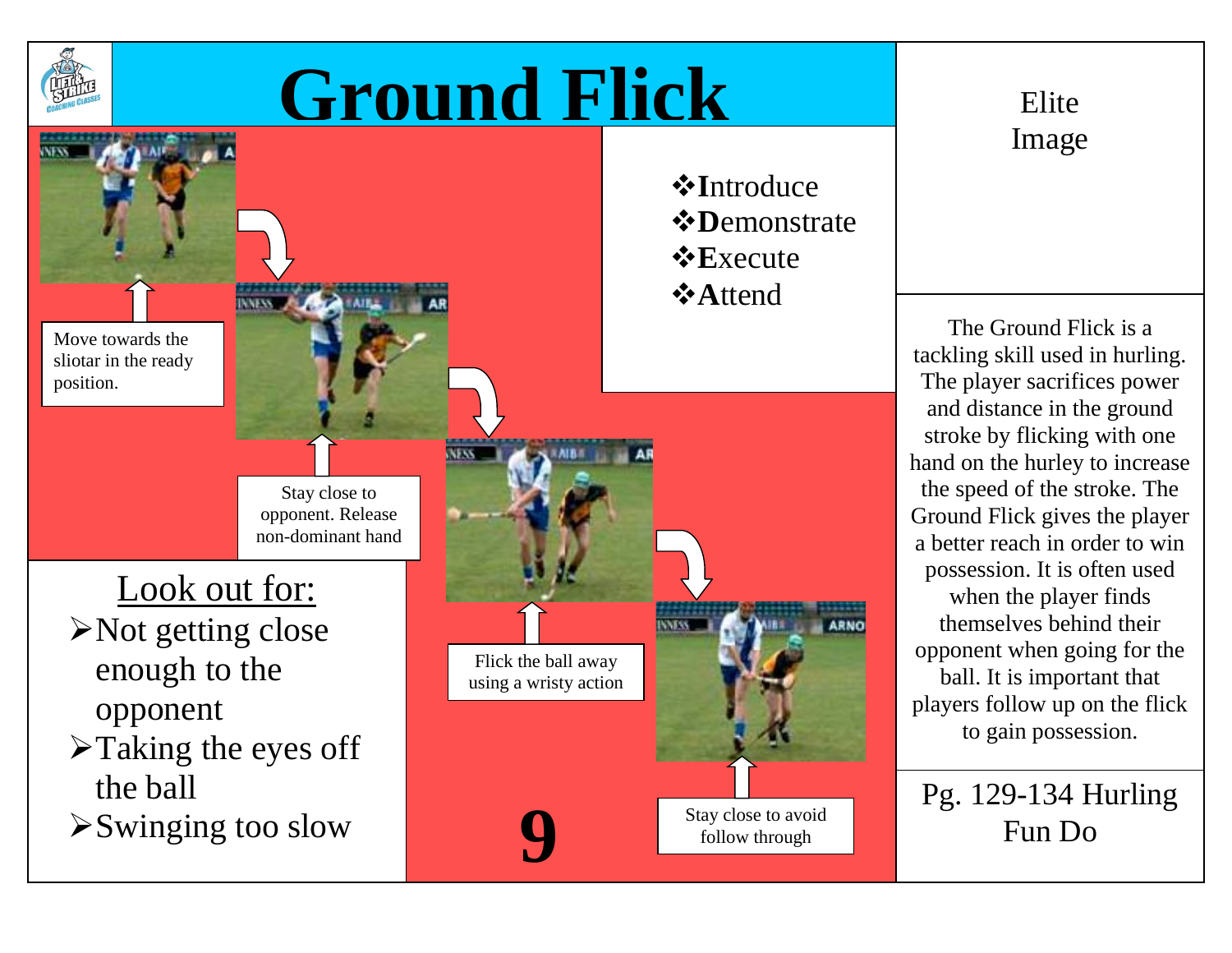# Ground Flick

- Introduce
- Demonstrate
- Execute
- Attend

Move towards the sliotar in the ready position.

Stay close to opponent. Release non-dominant hand

Flick the ball away using a wristy action

Stay close to avoid follow through

## Look out for:

- Not getting close enough to the opponent
- Taking the eyes off the ball
- Swinging too slow

9

Elite Image

The Ground Flick is a tackling skill used in hurling. The player sacrifices power and distance in the ground stroke by flicking with one hand on the hurley to increase the speed of the stroke. The Ground Flick gives the player a better reach in order to win possession. It is often used when the player finds themselves behind their opponent when going for the ball. It is important that players follow up on the flick to gain possession.

Pg. 129-134 Hurling Fun Do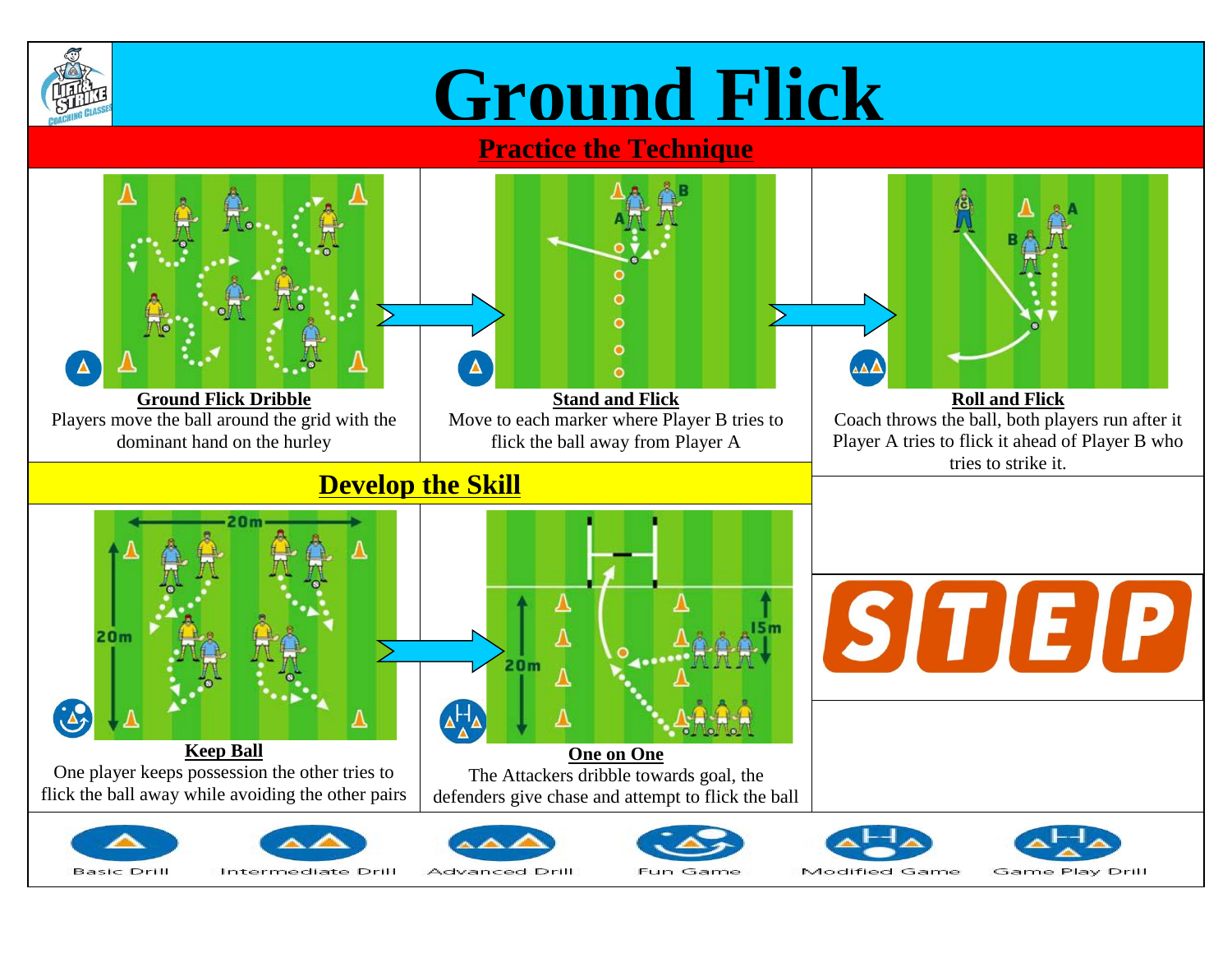# Ground Flick

## Practice the Technique

**Ground Flick Dribble**
Players move the ball around the grid with the dominant hand on the hurley

**Stand and Flick**
Move to each marker where Player B tries to flick the ball away from Player A

**Roll and Flick**
Coach throws the ball, both players run after it Player A tries to flick it ahead of Player B who tries to strike it.

## Develop the Skill

20m

20m

**Keep Ball**
One player keeps possession the other tries to flick the ball away while avoiding the other pairs

20m

15m

**One on One**
The Attackers dribble towards goal, the defenders give chase and attempt to flick the ball

STEP

Basic Drill

Intermediate Drill

Advanced Drill

Fun Game

Modified Game

Game Play Drill